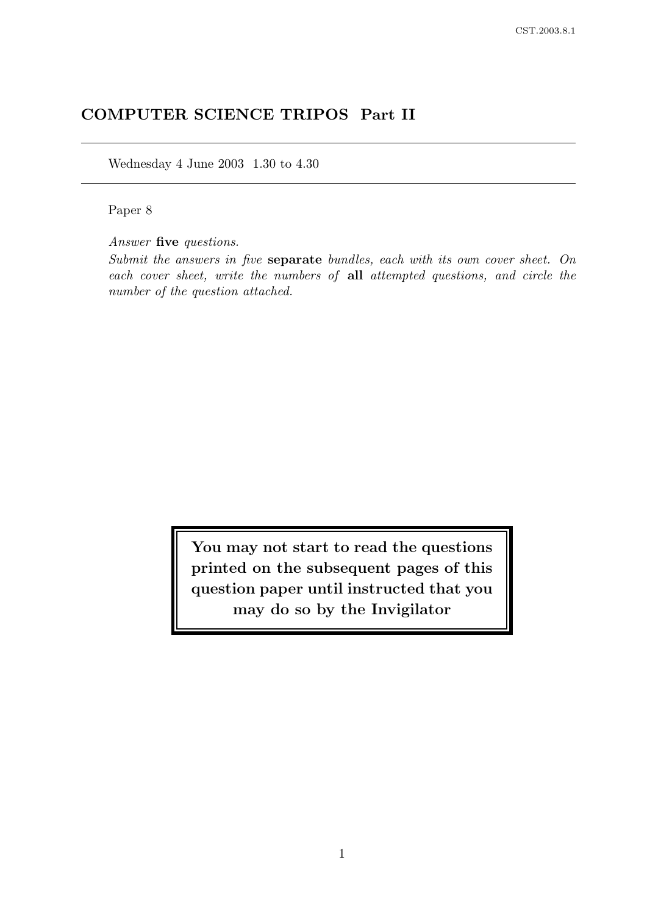# COMPUTER SCIENCE TRIPOS Part II

Wednesday 4 June 2003 1.30 to 4.30

Paper 8

*Answer* **five** *questions.*

*Submit the answers in five* **separate** *bundles, each with its own cover sheet. On each cover sheet, write the numbers of* **all** *attempted questions, and circle the number of the question attached.*

**You may not start to read the questions printed on the subsequent pages of this question paper until instructed that you may do so by the Invigilator**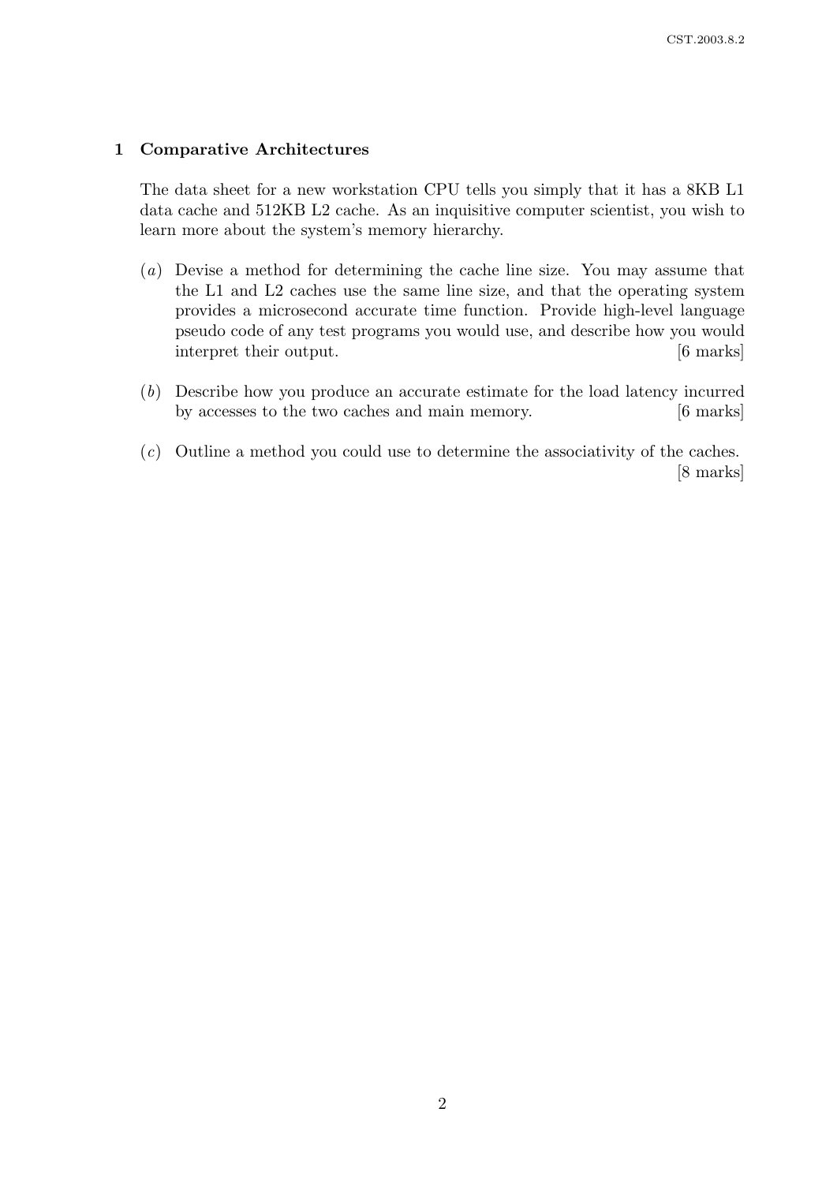## 1 Comparative Architectures

The data sheet for a new workstation CPU tells you simply that it has a 8KB L1 data cache and 512KB L2 cache. As an inquisitive computer scientist, you wish to learn more about the system's memory hierarchy.

(*a*) Devise a method for determining the cache line size. You may assume that the L1 and L2 caches use the same line size, and that the operating system provides a microsecond accurate time function. Provide high-level language pseudo code of any test programs you would use, and describe how you would interpret their output. [6 marks]

(*b*) Describe how you produce an accurate estimate for the load latency incurred by accesses to the two caches and main memory. [6 marks]

(*c*) Outline a method you could use to determine the associativity of the caches. [8 marks]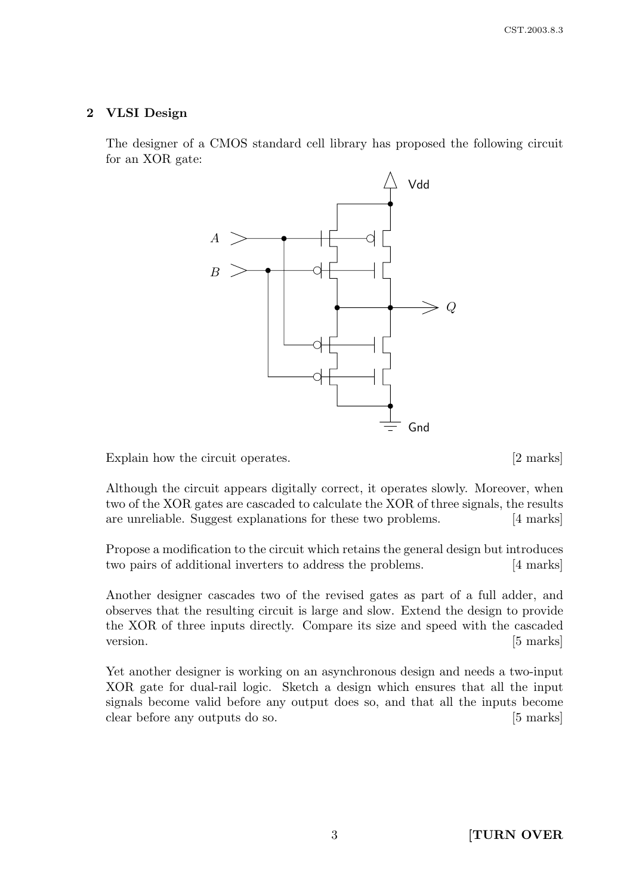## 2 VLSI Design

The designer of a CMOS standard cell library has proposed the following circuit for an XOR gate:

Explain how the circuit operates. [2 marks]

Although the circuit appears digitally correct, it operates slowly. Moreover, when two of the XOR gates are cascaded to calculate the XOR of three signals, the results are unreliable. Suggest explanations for these two problems. [4 marks]

Propose a modification to the circuit which retains the general design but introduces two pairs of additional inverters to address the problems. [4 marks]

Another designer cascades two of the revised gates as part of a full adder, and observes that the resulting circuit is large and slow. Extend the design to provide the XOR of three inputs directly. Compare its size and speed with the cascaded version. [5 marks]

Yet another designer is working on an asynchronous design and needs a two-input XOR gate for dual-rail logic. Sketch a design which ensures that all the input signals become valid before any output does so, and that all the inputs become clear before any outputs do so. [5 marks]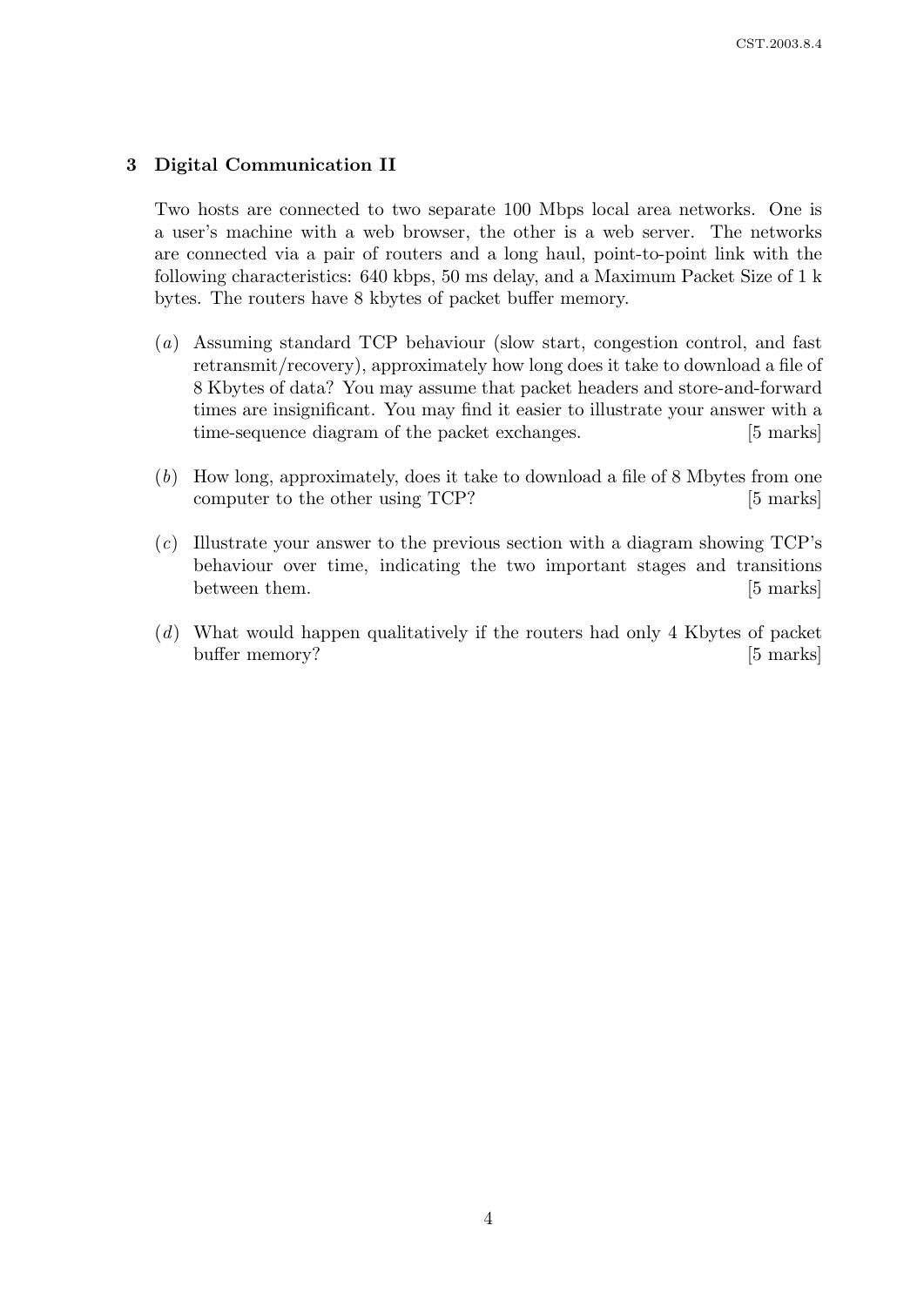## 3 Digital Communication II

Two hosts are connected to two separate 100 Mbps local area networks. One is a user's machine with a web browser, the other is a web server. The networks are connected via a pair of routers and a long haul, point-to-point link with the following characteristics: 640 kbps, 50 ms delay, and a Maximum Packet Size of 1 k bytes. The routers have 8 kbytes of packet buffer memory.

(*a*) Assuming standard TCP behaviour (slow start, congestion control, and fast retransmit/recovery), approximately how long does it take to download a file of 8 Kbytes of data? You may assume that packet headers and store-and-forward times are insignificant. You may find it easier to illustrate your answer with a time-sequence diagram of the packet exchanges. [5 marks]

(*b*) How long, approximately, does it take to download a file of 8 Mbytes from one computer to the other using TCP? [5 marks]

(*c*) Illustrate your answer to the previous section with a diagram showing TCP's behaviour over time, indicating the two important stages and transitions between them. [5 marks]

(*d*) What would happen qualitatively if the routers had only 4 Kbytes of packet buffer memory? [5 marks]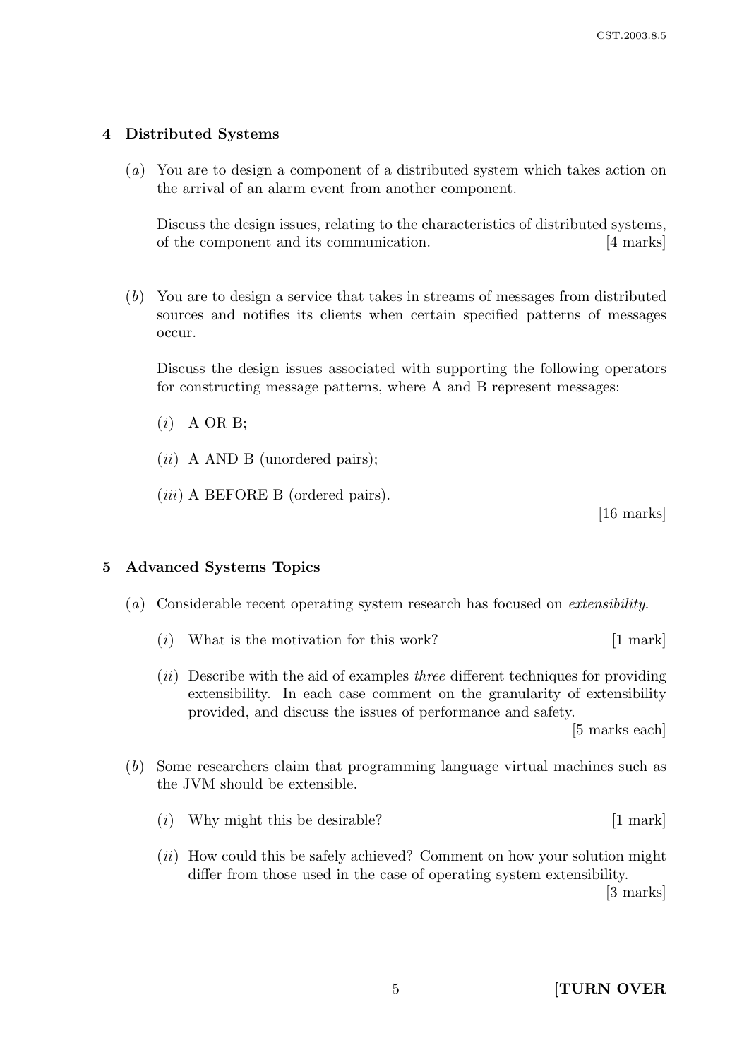## 4 Distributed Systems

(*a*) You are to design a component of a distributed system which takes action on the arrival of an alarm event from another component.

Discuss the design issues, relating to the characteristics of distributed systems, of the component and its communication. [4 marks]

(*b*) You are to design a service that takes in streams of messages from distributed sources and notifies its clients when certain specified patterns of messages occur.

Discuss the design issues associated with supporting the following operators for constructing message patterns, where A and B represent messages:

(*i*) A OR B;

(*ii*) A AND B (unordered pairs);

(*iii*) A BEFORE B (ordered pairs).

[16 marks]

## 5 Advanced Systems Topics

(*a*) Considerable recent operating system research has focused on *extensibility*.

(*i*) What is the motivation for this work? [1 mark]

(*ii*) Describe with the aid of examples *three* different techniques for providing extensibility. In each case comment on the granularity of extensibility provided, and discuss the issues of performance and safety.

[5 marks each]

(*b*) Some researchers claim that programming language virtual machines such as the JVM should be extensible.

(*i*) Why might this be desirable? [1 mark]

(*ii*) How could this be safely achieved? Comment on how your solution might differ from those used in the case of operating system extensibility.

[3 marks]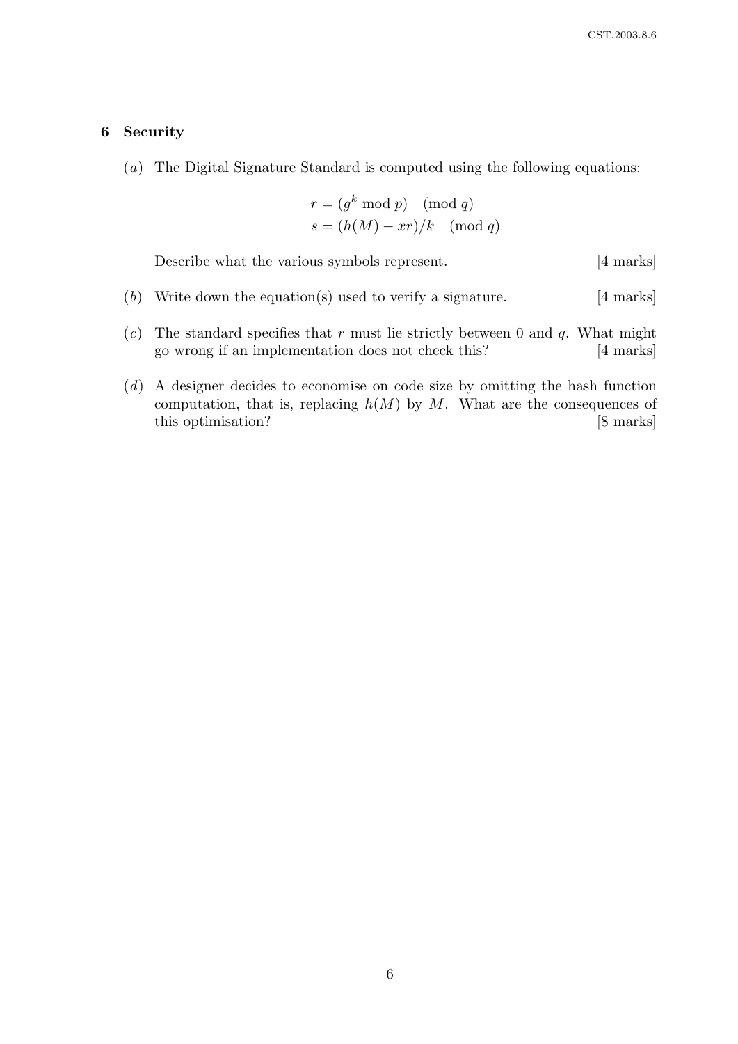## 6 Security

(*a*) The Digital Signature Standard is computed using the following equations:

$$r = (g^k \bmod p) \pmod{q}$$
$$s = (h(M) - xr)/k \pmod{q}$$

Describe what the various symbols represent. [4 marks]

(*b*) Write down the equation(s) used to verify a signature. [4 marks]

(*c*) The standard specifies that $r$ must lie strictly between 0 and $q$. What might go wrong if an implementation does not check this? [4 marks]

(*d*) A designer decides to economise on code size by omitting the hash function computation, that is, replacing $h(M)$ by $M$. What are the consequences of this optimisation? [8 marks]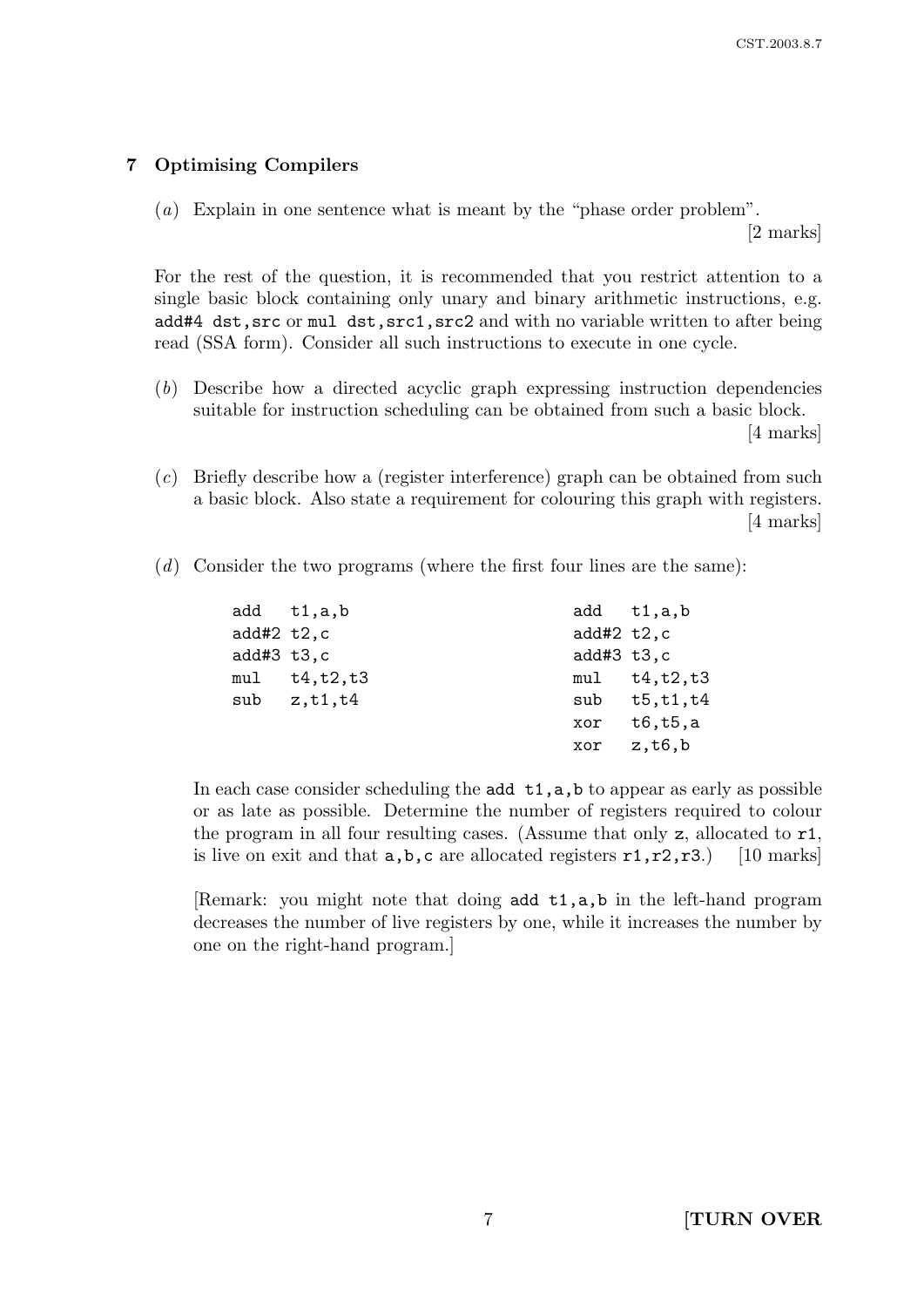## 7 Optimising Compilers

(*a*) Explain in one sentence what is meant by the "phase order problem". [2 marks]

For the rest of the question, it is recommended that you restrict attention to a single basic block containing only unary and binary arithmetic instructions, e.g. `add#4 dst,src` or `mul dst,src1,src2` and with no variable written to after being read (SSA form). Consider all such instructions to execute in one cycle.

(*b*) Describe how a directed acyclic graph expressing instruction dependencies suitable for instruction scheduling can be obtained from such a basic block. [4 marks]

(*c*) Briefly describe how a (register interference) graph can be obtained from such a basic block. Also state a requirement for colouring this graph with registers. [4 marks]

(*d*) Consider the two programs (where the first four lines are the same):

```
add   t1,a,b
add#2 t2,c
add#3 t3,c
mul   t4,t2,t3
sub   z,t1,t4
```

```
add   t1,a,b
add#2 t2,c
add#3 t3,c
mul   t4,t2,t3
sub   t5,t1,t4
xor   t6,t5,a
xor   z,t6,b
```

In each case consider scheduling the `add t1,a,b` to appear as early as possible or as late as possible. Determine the number of registers required to colour the program in all four resulting cases. (Assume that only `z`, allocated to `r1`, is live on exit and that `a,b,c` are allocated registers `r1,r2,r3`.) [10 marks]

[Remark: you might note that doing `add t1,a,b` in the left-hand program decreases the number of live registers by one, while it increases the number by one on the right-hand program.]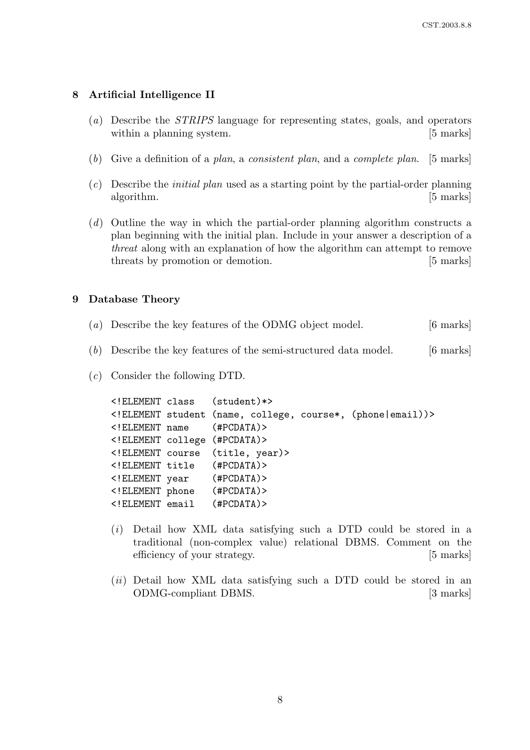## 8 Artificial Intelligence II

(*a*) Describe the *STRIPS* language for representing states, goals, and operators within a planning system. [5 marks]

(*b*) Give a definition of a *plan*, a *consistent plan*, and a *complete plan*. [5 marks]

(*c*) Describe the *initial plan* used as a starting point by the partial-order planning algorithm. [5 marks]

(*d*) Outline the way in which the partial-order planning algorithm constructs a plan beginning with the initial plan. Include in your answer a description of a *threat* along with an explanation of how the algorithm can attempt to remove threats by promotion or demotion. [5 marks]

## 9 Database Theory

(*a*) Describe the key features of the ODMG object model. [6 marks]

(*b*) Describe the key features of the semi-structured data model. [6 marks]

(*c*) Consider the following DTD.

```
<!ELEMENT class   (student)*>
<!ELEMENT student (name, college, course*, (phone|email))>
<!ELEMENT name    (#PCDATA)>
<!ELEMENT college (#PCDATA)>
<!ELEMENT course  (title, year)>
<!ELEMENT title   (#PCDATA)>
<!ELEMENT year    (#PCDATA)>
<!ELEMENT phone   (#PCDATA)>
<!ELEMENT email   (#PCDATA)>
```

(*i*) Detail how XML data satisfying such a DTD could be stored in a traditional (non-complex value) relational DBMS. Comment on the efficiency of your strategy. [5 marks]

(*ii*) Detail how XML data satisfying such a DTD could be stored in an ODMG-compliant DBMS. [3 marks]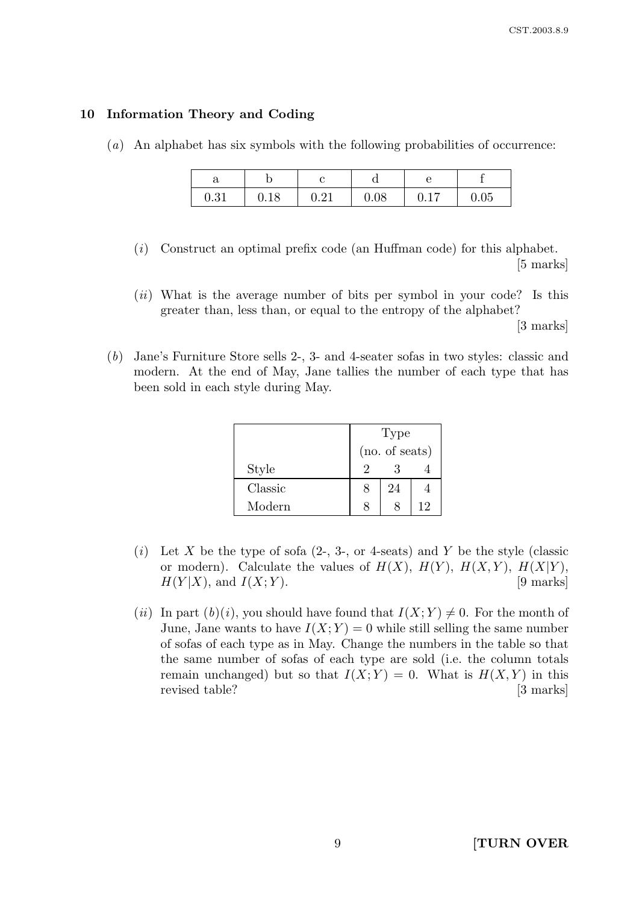## 10 Information Theory and Coding

(*a*) An alphabet has six symbols with the following probabilities of occurrence:

| a | b | c | d | e | f |
|---|---|---|---|---|---|
| 0.31 | 0.18 | 0.21 | 0.08 | 0.17 | 0.05 |

(*i*) Construct an optimal prefix code (an Huffman code) for this alphabet. [5 marks]

(*ii*) What is the average number of bits per symbol in your code? Is this greater than, less than, or equal to the entropy of the alphabet? [3 marks]

(*b*) Jane's Furniture Store sells 2-, 3- and 4-seater sofas in two styles: classic and modern. At the end of May, Jane tallies the number of each type that has been sold in each style during May.

| | Type (no. of seats) | | |
|---|---|---|---|
| Style | 2 | 3 | 4 |
| Classic | 8 | 24 | 4 |
| Modern | 8 | 8 | 12 |

(*i*) Let $X$ be the type of sofa (2-, 3-, or 4-seats) and $Y$ be the style (classic or modern). Calculate the values of $H(X)$, $H(Y)$, $H(X,Y)$, $H(X|Y)$, $H(Y|X)$, and $I(X;Y)$. [9 marks]

(*ii*) In part (*b*)(*i*), you should have found that $I(X;Y) \neq 0$. For the month of June, Jane wants to have $I(X;Y) = 0$ while still selling the same number of sofas of each type as in May. Change the numbers in the table so that the same number of sofas of each type are sold (i.e. the column totals remain unchanged) but so that $I(X;Y) = 0$. What is $H(X,Y)$ in this revised table? [3 marks]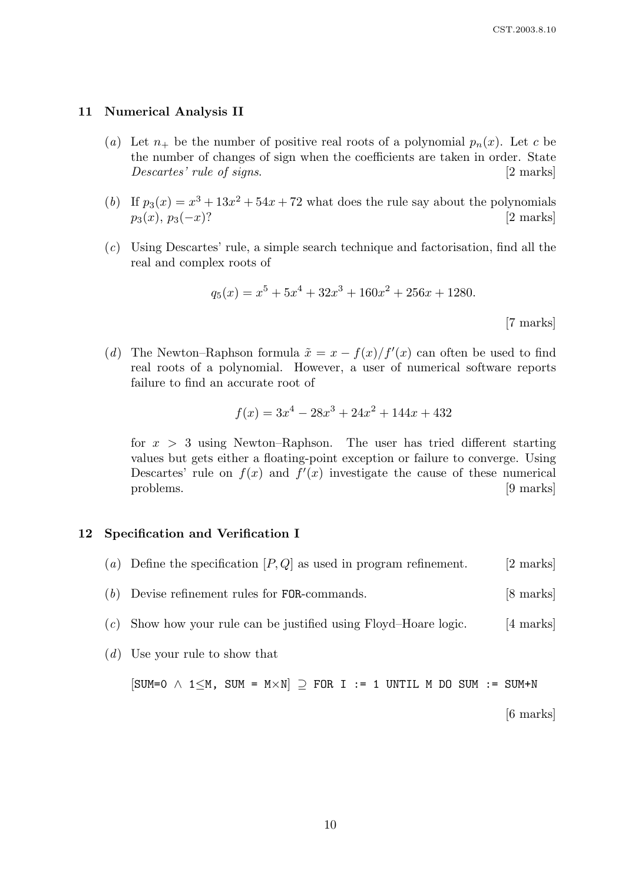## 11 Numerical Analysis II

(*a*) Let $n_+$ be the number of positive real roots of a polynomial $p_n(x)$. Let $c$ be the number of changes of sign when the coefficients are taken in order. State *Descartes' rule of signs*. [2 marks]

(*b*) If $p_3(x) = x^3 + 13x^2 + 54x + 72$ what does the rule say about the polynomials $p_3(x)$, $p_3(-x)$? [2 marks]

(*c*) Using Descartes' rule, a simple search technique and factorisation, find all the real and complex roots of

$$q_5(x) = x^5 + 5x^4 + 32x^3 + 160x^2 + 256x + 1280.$$

[7 marks]

(*d*) The Newton–Raphson formula $\tilde{x} = x - f(x)/f'(x)$ can often be used to find real roots of a polynomial. However, a user of numerical software reports failure to find an accurate root of

$$f(x) = 3x^4 - 28x^3 + 24x^2 + 144x + 432$$

for $x > 3$ using Newton–Raphson. The user has tried different starting values but gets either a floating-point exception or failure to converge. Using Descartes' rule on $f(x)$ and $f'(x)$ investigate the cause of these numerical problems. [9 marks]

## 12 Specification and Verification I

(*a*) Define the specification $[P, Q]$ as used in program refinement. [2 marks]

(*b*) Devise refinement rules for `FOR`-commands. [8 marks]

(*c*) Show how your rule can be justified using Floyd–Hoare logic. [4 marks]

(*d*) Use your rule to show that

```
[SUM=0 ∧ 1≤M, SUM = M×N] ⊇ FOR I := 1 UNTIL M DO SUM := SUM+N
```

[6 marks]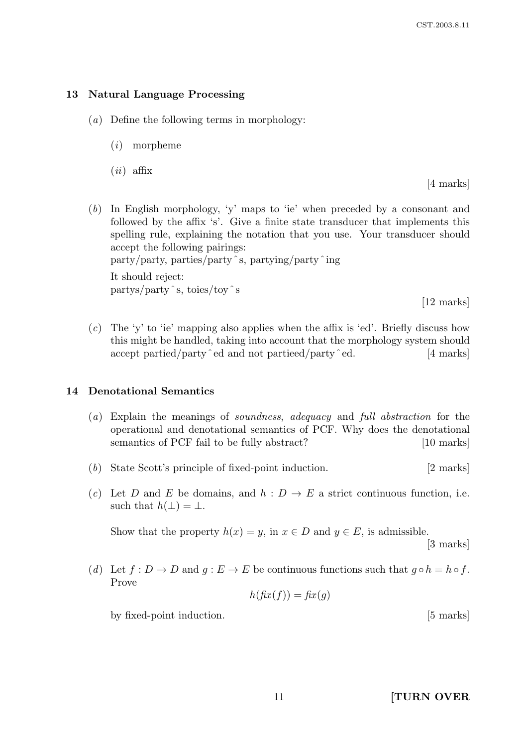## 13 Natural Language Processing

(*a*) Define the following terms in morphology:

(*i*) morpheme

(*ii*) affix

[4 marks]

(*b*) In English morphology, 'y' maps to 'ie' when preceded by a consonant and followed by the affix 's'. Give a finite state transducer that implements this spelling rule, explaining the notation that you use. Your transducer should accept the following pairings:
party/party, parties/party^s, partying/party^ing

It should reject:
partys/party^s, toies/toy^s

[12 marks]

(*c*) The 'y' to 'ie' mapping also applies when the affix is 'ed'. Briefly discuss how this might be handled, taking into account that the morphology system should accept partied/party^ed and not partieed/party^ed. [4 marks]

## 14 Denotational Semantics

(*a*) Explain the meanings of *soundness*, *adequacy* and *full abstraction* for the operational and denotational semantics of PCF. Why does the denotational semantics of PCF fail to be fully abstract? [10 marks]

(*b*) State Scott's principle of fixed-point induction. [2 marks]

(*c*) Let $D$ and $E$ be domains, and $h : D \to E$ a strict continuous function, i.e. such that $h(\bot) = \bot$.

Show that the property $h(x) = y$, in $x \in D$ and $y \in E$, is admissible.

[3 marks]

(*d*) Let $f : D \to D$ and $g : E \to E$ be continuous functions such that $g \circ h = h \circ f$. Prove

$$h(\mathit{fix}(f)) = \mathit{fix}(g)$$

by fixed-point induction. [5 marks]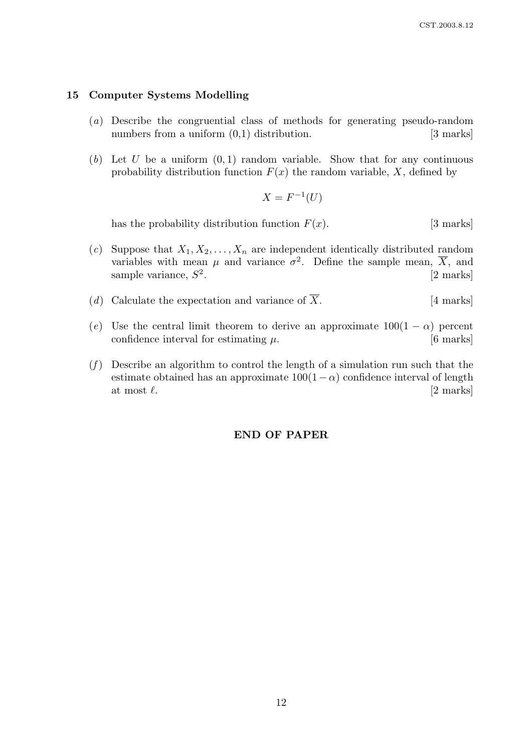## 15 Computer Systems Modelling

(*a*) Describe the congruential class of methods for generating pseudo-random numbers from a uniform (0,1) distribution. [3 marks]

(*b*) Let $U$ be a uniform $(0, 1)$ random variable. Show that for any continuous probability distribution function $F(x)$ the random variable, $X$, defined by

$$X = F^{-1}(U)$$

has the probability distribution function $F(x)$. [3 marks]

(*c*) Suppose that $X_1, X_2, \ldots, X_n$ are independent identically distributed random variables with mean $\mu$ and variance $\sigma^2$. Define the sample mean, $\overline{X}$, and sample variance, $S^2$. [2 marks]

(*d*) Calculate the expectation and variance of $\overline{X}$. [4 marks]

(*e*) Use the central limit theorem to derive an approximate $100(1 - \alpha)$ percent confidence interval for estimating $\mu$. [6 marks]

(*f*) Describe an algorithm to control the length of a simulation run such that the estimate obtained has an approximate $100(1 - \alpha)$ confidence interval of length at most $\ell$. [2 marks]

**END OF PAPER**